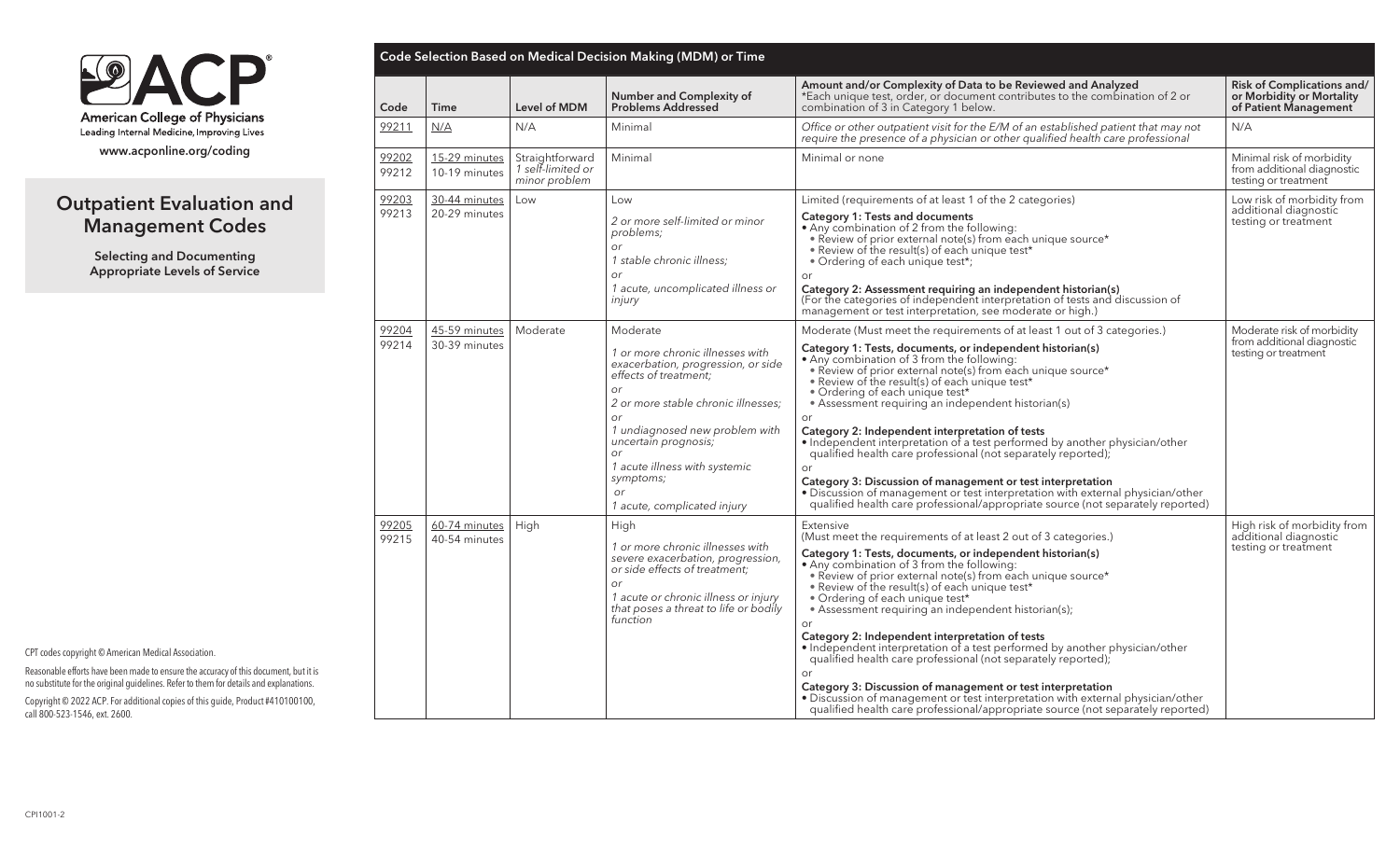American College of Physicians
Leading Internal Medicine, Improving Lives

www.acponline.org/coding

# Outpatient Evaluation and Management Codes

**Selecting and Documenting Appropriate Levels of Service**

CPT codes copyright © American Medical Association.

Reasonable efforts have been made to ensure the accuracy of this document, but it is no substitute for the original guidelines. Refer to them for details and explanations.

Copyright © 2022 ACP. For additional copies of this guide, Product #410100100, call 800-523-1546, ext. 2600.

## Code Selection Based on Medical Decision Making (MDM) or Time

| Code | Time | Level of MDM | Number and Complexity of Problems Addressed | Amount and/or Complexity of Data to be Reviewed and Analyzed<br>*Each unique test, order, or document contributes to the combination of 2 or combination of 3 in Category 1 below. | Risk of Complications and/ or Morbidity or Mortality of Patient Management |
|---|---|---|---|---|---|
| 99211 | N/A | N/A | Minimal | *Office or other outpatient visit for the E/M of an established patient that may not require the presence of a physician or other qualified health care professional* | N/A |
| 99202<br>99212 | 15-29 minutes<br>10-19 minutes | Straightforward<br>*1 self-limited or minor problem* | Minimal | Minimal or none | Minimal risk of morbidity from additional diagnostic testing or treatment |
| 99203<br>99213 | 30-44 minutes<br>20-29 minutes | Low | Low<br>*2 or more self-limited or minor problems;*<br>*or*<br>*1 stable chronic illness;*<br>*or*<br>*1 acute, uncomplicated illness or injury* | Limited (requirements of at least 1 of the 2 categories)<br>**Category 1: Tests and documents**<br>• Any combination of 2 from the following:<br>• Review of prior external note(s) from each unique source*<br>• Review of the result(s) of each unique test*<br>• Ordering of each unique test*;<br>or<br>**Category 2: Assessment requiring an independent historian(s)**<br>(For the categories of independent interpretation of tests and discussion of management or test interpretation, see moderate or high.) | Low risk of morbidity from additional diagnostic testing or treatment |
| 99204<br>99214 | 45-59 minutes<br>30-39 minutes | Moderate | Moderate<br>*1 or more chronic illnesses with exacerbation, progression, or side effects of treatment;*<br>*or*<br>*2 or more stable chronic illnesses;*<br>*or*<br>*1 undiagnosed new problem with uncertain prognosis;*<br>*or*<br>*1 acute illness with systemic symptoms;*<br>*or*<br>*1 acute, complicated injury* | Moderate (Must meet the requirements of at least 1 out of 3 categories.)<br>**Category 1: Tests, documents, or independent historian(s)**<br>• Any combination of 3 from the following:<br>• Review of prior external note(s) from each unique source*<br>• Review of the result(s) of each unique test*<br>• Ordering of each unique test*<br>• Assessment requiring an independent historian(s)<br>or<br>**Category 2: Independent interpretation of tests**<br>• Independent interpretation of a test performed by another physician/other qualified health care professional (not separately reported);<br>or<br>**Category 3: Discussion of management or test interpretation**<br>• Discussion of management or test interpretation with external physician/other qualified health care professional/appropriate source (not separately reported) | Moderate risk of morbidity from additional diagnostic testing or treatment |
| 99205<br>99215 | 60-74 minutes<br>40-54 minutes | High | High<br>*1 or more chronic illnesses with severe exacerbation, progression, or side effects of treatment;*<br>*or*<br>*1 acute or chronic illness or injury that poses a threat to life or bodily function* | Extensive<br>(Must meet the requirements of at least 2 out of 3 categories.)<br>**Category 1: Tests, documents, or independent historian(s)**<br>• Any combination of 3 from the following:<br>• Review of prior external note(s) from each unique source*<br>• Review of the result(s) of each unique test*<br>• Ordering of each unique test*<br>• Assessment requiring an independent historian(s);<br>or<br>**Category 2: Independent interpretation of tests**<br>• Independent interpretation of a test performed by another physician/other qualified health care professional (not separately reported);<br>or<br>**Category 3: Discussion of management or test interpretation**<br>• Discussion of management or test interpretation with external physician/other qualified health care professional/appropriate source (not separately reported) | High risk of morbidity from additional diagnostic testing or treatment |

CPI1001-2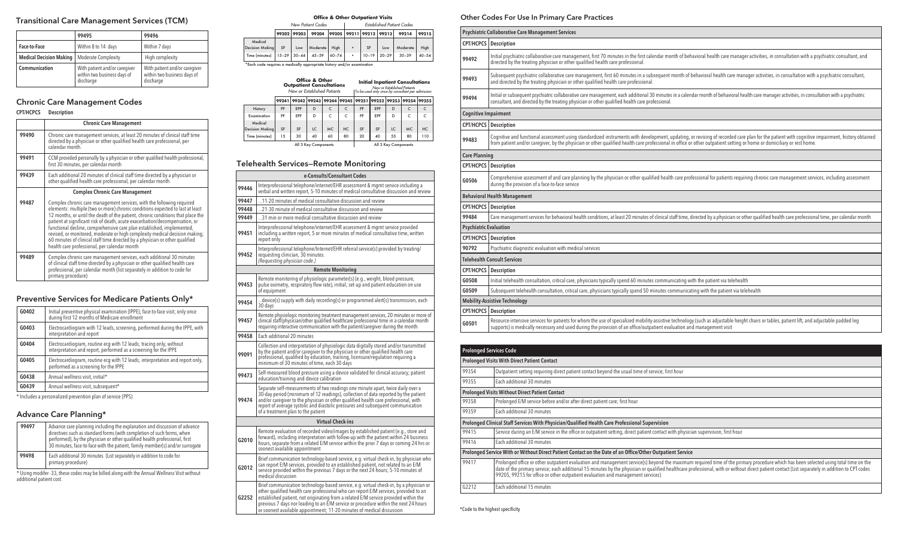## Transitional Care Management Services (TCM)

| | 99495 | 99496 |
|---|---|---|
| **Face-to-Face** | Within 8 to 14 days | Within 7 days |
| **Medical Decision Making** | Moderate Complexity | High complexity |
| **Communication** | With patient and/or caregiver within two business days of discharge | With patient and/or caregiver within two business days of discharge |

## Chronic Care Management Codes

| CPT/HCPCS | Description |
|---|---|
| | **Chronic Care Management** |
| 99490 | Chronic care management services, at least 20 minutes of clinical staff time directed by a physician or other qualified health care professional, per calendar month. |
| 99491 | CCM provided personally by a physician or other qualified health professional, first 30 minutes, per calendar month |
| 99439 | Each additional 20 minutes of clinical staff time directed by a physician or other qualified health care professional, per calendar month |
| | **Complex Chronic Care Management** |
| 99487 | Complex chronic care management services, with the following required elements: multiple (two or more) chronic conditions expected to last at least 12 months, or until the death of the patient, chronic conditions that place the patient at significant risk of death, acute exacerbation/decompensation, or functional decline, comprehensive care plan established, implemented, revised, or monitored, moderate or high complexity medical decision making; 60 minutes of clinical staff time directed by a physician or other qualified health care professional, per calendar month |
| 99489 | Complex chronic care management services, each additional 30 minutes of clinical staff time directed by a physician or other qualified health care professional, per calendar month (list separately in addition to code for primary procedure) |

## Preventive Services for Medicare Patients Only*

| | |
|---|---|
| G0402 | Initial preventive physical examination (IPPE); face-to-face visit; only once during first 12 months of Medicare enrollment |
| G0403 | Electrocardiogram with 12 leads, screening, performed during the IPPE, with interpretation and report |
| G0404 | Electrocardiogram, routine ecg with 12 leads; tracing only, without interpretation and report, performed as a screening for the IPPE |
| G0405 | Electrocardiogram, routine ecg with 12 leads; interpretation and report only, performed as a screening for the IPPE |
| G0438 | Annual wellness visit, initial* |
| G0439 | Annual wellness visit, subsequent* |

* Includes a personalized prevention plan of service (PPS)

## Advance Care Planning*

| | |
|---|---|
| 99497 | Advance care planning including the explanation and discussion of advance directives such as standard forms (with completion of such forms, when performed), by the physician or other qualified health professional; first 30 minutes, face-to-face with the patient, family member(s) and/or surrogate |
| 99498 | Each additional 30 minutes. (List separately in addition to code for primary procedure) |

* Using modifer -33, these codes may be billed along with the Annual Wellness Visit without additional patient cost.

## Office & Other Outpatient Visits

| | New Patient Codes | | | | Established Patient Codes | | | | |
|---|---|---|---|---|---|---|---|---|---|
| | 99202 | 99203 | 99204 | 99205 | 99211 | 99212 | 99213 | 99214 | 99215 |
| Medical Decision Making | SF | Low | Moderate | High | * | SF | Low | Moderate | High |
| Time (minutes) | 15–29 | 30–44 | 45–59 | 60–74 | * | 10–19 | 20–29 | 30–39 | 40–54 |

*Each code requires a medically appropriate history and/or examination

| | Office & Other Outpatient Consultations New or Established Patients | | | | | Initial Inpatient Consultations New or Established Patients To be used only once by consultant per admission | | | | |
|---|---|---|---|---|---|---|---|---|---|---|
| | 99241 | 99242 | 99243 | 99244 | 99245 | 99251 | 99252 | 99253 | 99254 | 99255 |
| History | PF | EPF | D | C | C | PF | EPF | D | C | C |
| Examination | PF | EPF | D | C | C | PF | EPF | D | C | C |
| Medical Decision Making | SF | SF | LC | MC | HC | SF | SF | LC | MC | HC |
| Time (minutes) | 15 | 30 | 40 | 60 | 80 | 20 | 40 | 55 | 80 | 110 |
| | All 3 Key Components | | | | | All 3 Key Components | | | | |

## Telehealth Services—Remote Monitoring

| | |
|---|---|
| | **e-Consults/Consultant Codes** |
| 99446 | Interprofessional telephone/internet/EHR assessment & mgmt service including a verbal and written report, 5-10 minutes of medical consultative discussion and review |
| 99447 | ...11-20 minutes of medical consultative discussion and review |
| 99448 | ...21-30 minute of medical consultative discussion and review |
| 99449 | ...31 min or more medical consultative discussion and review |
| 99451 | Interprofessional telephone/internet/EHR assessment & mgmt service provided including a written report, 5 or more minutes of medical consultative time, written report only |
| 99452 | Interprofessional telephone/Internet/EHR referral service(s) provided by treating/requesting clinician, 30 minutes. *(Requesting physician code.)* |
| | **Remote Monitoring** |
| 99453 | Remote monitoring of physiologic parameter(s) (e.g., weight, blood pressure, pulse oximetry, respiratory flow rate), initial; set-up and patient education on use of equipment |
| 99454 | ...device(s) supply with daily recording(s) or programmed alert(s) transmission, each 30 days |
| 99457 | Remote physiologic monitoring treatment management services, 20 minutes or more of clinical staff/physician/other qualified healthcare professional time in a calendar month requiring interactive communication with the patient/caregiver during the month |
| 99458 | Each additional 20 minutes |
| 99091 | Collection and interpretation of physiologic data digitally stored and/or transmitted by the patient and/or caregiver to the physician or other qualified health care professional, qualified by education, training, licensure/regulation requiring a minimum of 30 minutes of time, each 30 days |
| 99473 | Self-measured blood pressure using a device validated for clinical accuracy; patient education/training and device calibration |
| 99474 | Separate self-measurements of two readings one minute apart, twice daily over a 30-day period (minimum of 12 readings), collection of data reported by the patient and/or caregiver to the physician or other qualified health care professional, with report of average systolic and diastolic pressures and subsequent communication of a treatment plan to the patient |
| | **Virtual Check-ins** |
| G2010 | Remote evaluation of recorded video/images by established patient (e.g., store and forward), including interpretation with follow-up with the patient within 24 business hours, separate from a related E/M service within the prior 7 days or coming 24 hrs or soonest available appointment |
| G2012 | Brief communication technology-based service, e.g. virtual check-in, by physician who can report E/M services, provided to an established patient, not related to an E/M service provided within the previous 7 days or the next 24 hours; 5-10 minutes of medical discussion |
| G2252 | Brief communication technology-based service, e.g. virtual check-in, by a physician or other qualified health care professional who can report E/M services, provided to an established patient, not originating from a related E/M service provided within the previous 7 days nor leading to an E/M service or procedure within the next 24 hours or soonest available appointment; 11-20 minutes of medical discussion |

## Other Codes For Use In Primary Care Practices

| | |
|---|---|
| **Psychiatric Collaborative Care Management Services** | |
| **CPT/HCPCS** | **Description** |
| 99492 | Initial psychiatric collaborative care management, first 70 minutes in the first calendar month of behavioral health care manager activities, in consultation with a psychiatric consultant, and directed by the treating physician or other qualified health care professional. |
| 99493 | Subsequent psychiatric collaborative care management, first 60 minutes in a subsequent month of behavioral health care manager activities, in consultation with a psychiatric consultant, and directed by the treating physician or other qualified health care professional. |
| 99494 | Initial or subsequent psychiatric collaborative care management, each additional 30 minutes in a calendar month of behavioral health care manager activities, in consultation with a psychiatric consultant, and directed by the treating physician or other qualified health care professional. |
| **Cognitive Impairment** | |
| **CPT/HCPCS** | **Description** |
| 99483 | Cognitive and functional assessment using standardized instruments with development, updating, or revising of recorded care plan for the patient with cognitive impairment, history obtained from patient and/or caregiver, by the physician or other qualified health care professional in office or other outpatient setting or home or domiciliary or rest home. |
| **Care Planning** | |
| **CPT/HCPCS** | **Description** |
| G0506 | Comprehensive assessment of and care planning by the physician or other qualified health care professional for patients requiring chronic care management services, including assessment during the provision of a face-to-face service |
| **Behavioral Health Management** | |
| **CPT/HCPCS** | **Description** |
| 99484 | Care management services for behavioral health conditions, at least 20 minutes of clinical staff time, directed by a physician or other qualified health care professional time, per calendar month |
| **Psychiatric Evaluation** | |
| **CPT/HCPCS** | **Description** |
| 90792 | Psychiatric diagnostic evaluation with medical services |
| **Telehealth Consult Services** | |
| **CPT/HCPCS** | **Description** |
| G0508 | Initial telehealth consultation, critical care, physicians typically spend 60 minutes communicating with the patient via telehealth |
| G0509 | Subsequent telehealth consultation, critical care, physicians typically spend 50 minutes communicating with the patient via telehealth |
| **Mobility-Assistive Technology** | |
| **CPT/HCPCS** | **Description** |
| G0501 | Resource-intensive services for patients for whom the use of specialized mobility-assistive technology (such as adjustable height chairs or tables, patient lift, and adjustable padded leg supports) is medically necessary and used during the provision of an office/outpatient evaluation and management visit |

| Prolonged Services Code | |
|---|---|
| **Prolonged Visits With Direct Patient Contact** | |
| 99354 | Outpatient setting requiring direct patient contact beyond the usual time of service; first hour |
| 99355 | Each additional 30 minutes |
| **Prolonged Visits Without Direct Patient Contact** | |
| 99358 | Prolonged E/M service before and/or after direct patient care; first hour |
| 99359 | Each additional 30 minutes |
| **Prolonged Clinical Staff Services With Physician/Qualified Health Care Professional Supervision** | |
| 99415 | Service during an E/M service in the office or outpatient setting, direct patient contact with physician supervision; first hour |
| 99416 | Each additional 30 minutes |
| **Prolonged Service With or Without Direct Patient Contact on the Date of an Office/Other Outpatient Service** | |
| 99417 | Prolonged office or other outpatient evaluation and management service(s) beyond the maximum required time of the primary procedure which has been selected using total time on the date of the primary service; each additional 15 minutes by the physician or qualified healthcare professional, with or without direct patient contact (List separately in addition to CPT codes 99205, 99215 for office or other outpatient evaluation and management services) |
| G2212 | Each additional 15 minutes |

*Code to the highest specificity